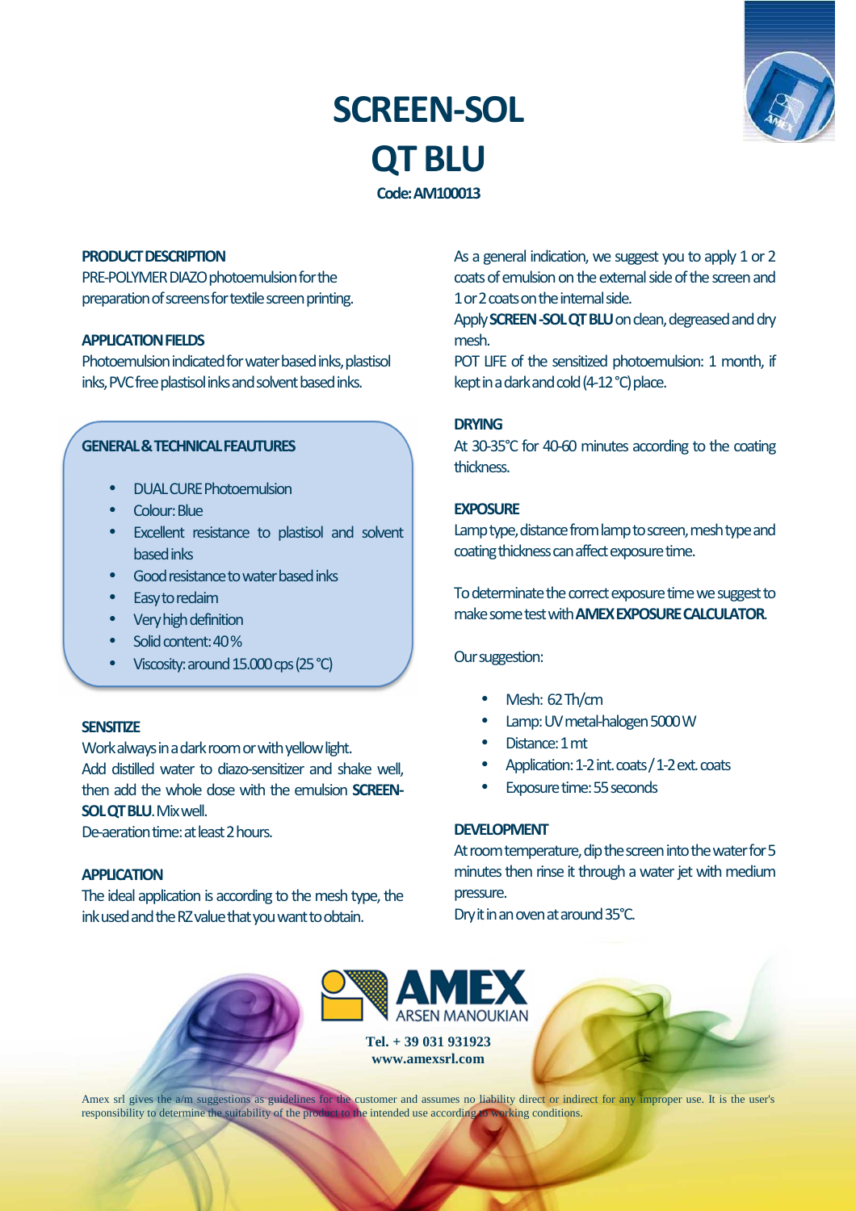# SCREEN-SOL
# QT BLU

**Code: AM100013**

## PRODUCT DESCRIPTION

PRE-POLYMER DIAZO photoemulsion for the preparation of screens for textile screen printing.

## APPLICATION FIELDS

Photoemulsion indicated for water based inks, plastisol inks, PVC free plastisol inks and solvent based inks.

## GENERAL & TECHNICAL FEAUTURES

- DUAL CURE Photoemulsion
- Colour: Blue
- Excellent resistance to plastisol and solvent based inks
- Good resistance to water based inks
- Easy to reclaim
- Very high definition
- Solid content: 40 %
- Viscosity: around 15.000 cps (25 °C)

## SENSITIZE

Work always in a dark room or with yellow light.
Add distilled water to diazo-sensitizer and shake well, then add the whole dose with the emulsion **SCREEN-SOL QT BLU**. Mix well.
De-aeration time: at least 2 hours.

## APPLICATION

The ideal application is according to the mesh type, the ink used and the RZ value that you want to obtain.

As a general indication, we suggest you to apply 1 or 2 coats of emulsion on the external side of the screen and 1 or 2 coats on the internal side.
Apply **SCREEN -SOL QT BLU** on clean, degreased and dry mesh.
POT LIFE of the sensitized photoemulsion: 1 month, if kept in a dark and cold (4-12 °C) place.

## DRYING

At 30-35°C for 40-60 minutes according to the coating thickness.

## EXPOSURE

Lamp type, distance from lamp to screen, mesh type and coating thickness can affect exposure time.

To determinate the correct exposure time we suggest to make some test with **AMEX EXPOSURE CALCULATOR**.

Our suggestion:

- Mesh: 62 Th/cm
- Lamp: UV metal-halogen 5000 W
- Distance: 1 mt
- Application: 1-2 int. coats / 1-2 ext. coats
- Exposure time: 55 seconds

## DEVELOPMENT

At room temperature, dip the screen into the water for 5 minutes then rinse it through a water jet with medium pressure.
Dry it in an oven at around 35°C.

**AMEX**
ARSEN MANOUKIAN

**Tel. + 39 031 931923**
**www.amexsrl.com**

Amex srl gives the a/m suggestions as guidelines for the customer and assumes no liability direct or indirect for any improper use. It is the user's responsibility to determine the suitability of the product to the intended use according to working conditions.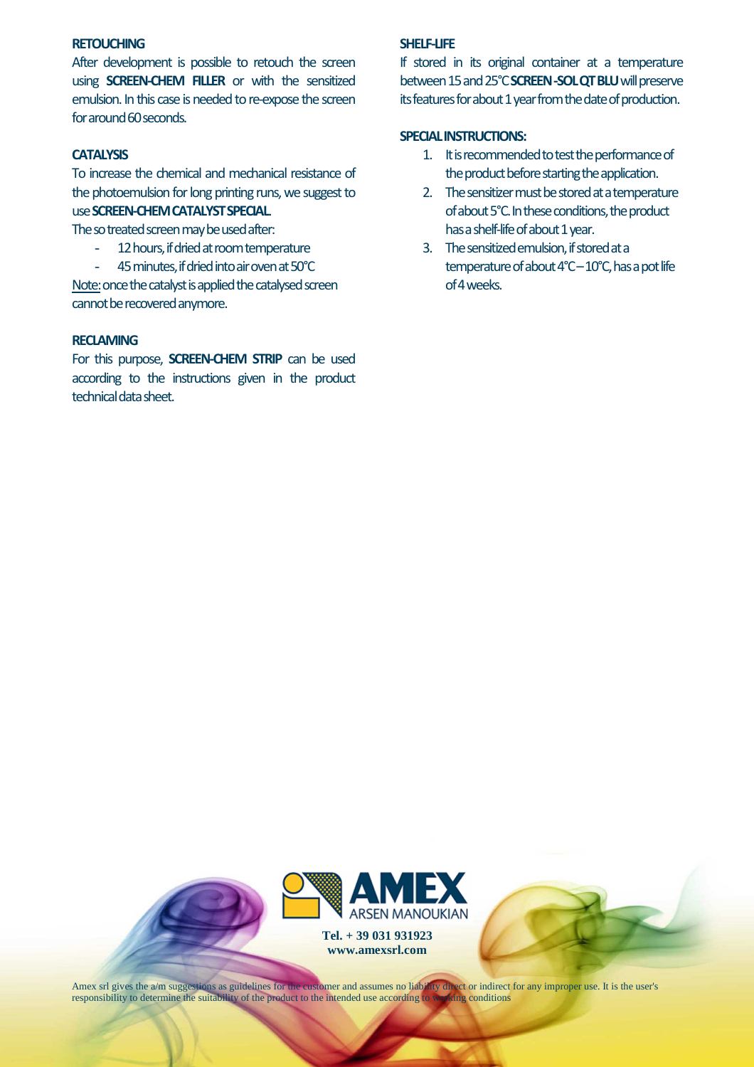### RETOUCHING

After development is possible to retouch the screen using **SCREEN-CHEM FILLER** or with the sensitized emulsion. In this case is needed to re-expose the screen for around 60 seconds.

### CATALYSIS

To increase the chemical and mechanical resistance of the photoemulsion for long printing runs, we suggest to use **SCREEN-CHEM CATALYST SPECIAL**.

The so treated screen may be used after:

- 12 hours, if dried at room temperature
- 45 minutes, if dried into air oven at 50°C

Note: once the catalyst is applied the catalysed screen cannot be recovered anymore.

### RECLAMING

For this purpose, **SCREEN-CHEM STRIP** can be used according to the instructions given in the product technical data sheet.

### SHELF-LIFE

If stored in its original container at a temperature between 15 and 25°C **SCREEN -SOL QT BLU** will preserve its features for about 1 year from the date of production.

### SPECIAL INSTRUCTIONS:

1. It is recommended to test the performance of the product before starting the application.
2. The sensitizer must be stored at a temperature of about 5°C. In these conditions, the product has a shelf-life of about 1 year.
3. The sensitized emulsion, if stored at a temperature of about 4°C – 10°C, has a pot life of 4 weeks.

AMEX ARSEN MANOUKIAN

**Tel. + 39 031 931923**
**www.amexsrl.com**

Amex srl gives the a/m suggestions as guidelines for the customer and assumes no liability direct or indirect for any improper use. It is the user's responsibility to determine the suitability of the product to the intended use according to working conditions